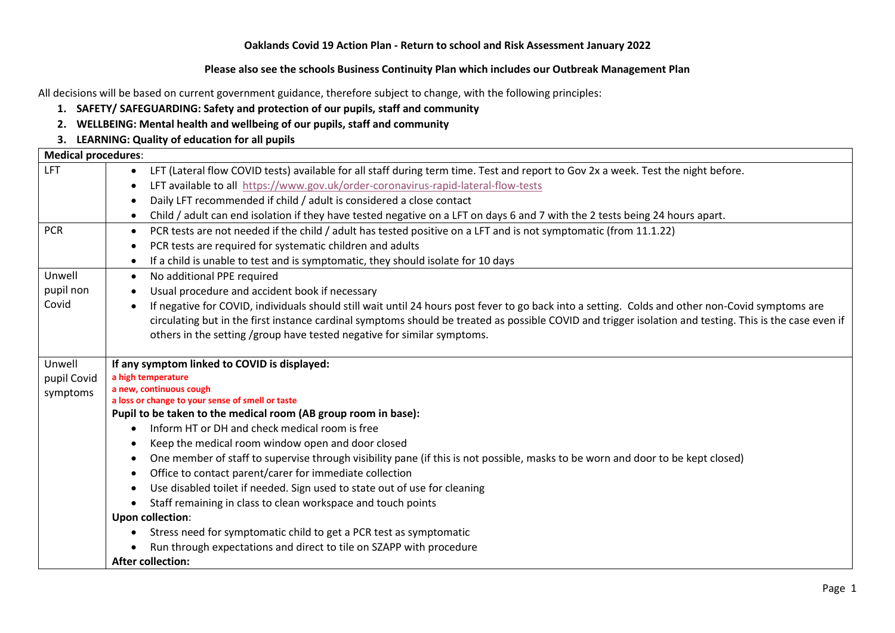**Oaklands Covid 19 Action Plan - Return to school and Risk Assessment January 2022**

**Please also see the schools Business Continuity Plan which includes our Outbreak Management Plan**

All decisions will be based on current government guidance, therefore subject to change, with the following principles:

1. **SAFETY/ SAFEGUARDING: Safety and protection of our pupils, staff and community**
2. **WELLBEING: Mental health and wellbeing of our pupils, staff and community**
3. **LEARNING: Quality of education for all pupils**

| **Medical procedures**: | |
|---|---|
| LFT | • LFT (Lateral flow COVID tests) available for all staff during term time. Test and report to Gov 2x a week. Test the night before.<br>• LFT available to all https://www.gov.uk/order-coronavirus-rapid-lateral-flow-tests<br>• Daily LFT recommended if child / adult is considered a close contact<br>• Child / adult can end isolation if they have tested negative on a LFT on days 6 and 7 with the 2 tests being 24 hours apart. |
| PCR | • PCR tests are not needed if the child / adult has tested positive on a LFT and is not symptomatic (from 11.1.22)<br>• PCR tests are required for systematic children and adults<br>• If a child is unable to test and is symptomatic, they should isolate for 10 days |
| Unwell pupil non Covid | • No additional PPE required<br>• Usual procedure and accident book if necessary<br>• If negative for COVID, individuals should still wait until 24 hours post fever to go back into a setting. Colds and other non-Covid symptoms are circulating but in the first instance cardinal symptoms should be treated as possible COVID and trigger isolation and testing. This is the case even if others in the setting /group have tested negative for similar symptoms. |
| Unwell pupil Covid symptoms | **If any symptom linked to COVID is displayed:**<br>a high temperature<br>a new, continuous cough<br>a loss or change to your sense of smell or taste<br>**Pupil to be taken to the medical room (AB group room in base):**<br>• Inform HT or DH and check medical room is free<br>• Keep the medical room window open and door closed<br>• One member of staff to supervise through visibility pane (if this is not possible, masks to be worn and door to be kept closed)<br>• Office to contact parent/carer for immediate collection<br>• Use disabled toilet if needed. Sign used to state out of use for cleaning<br>• Staff remaining in class to clean workspace and touch points<br>**Upon collection**:<br>• Stress need for symptomatic child to get a PCR test as symptomatic<br>• Run through expectations and direct to tile on SZAPP with procedure<br>**After collection:** |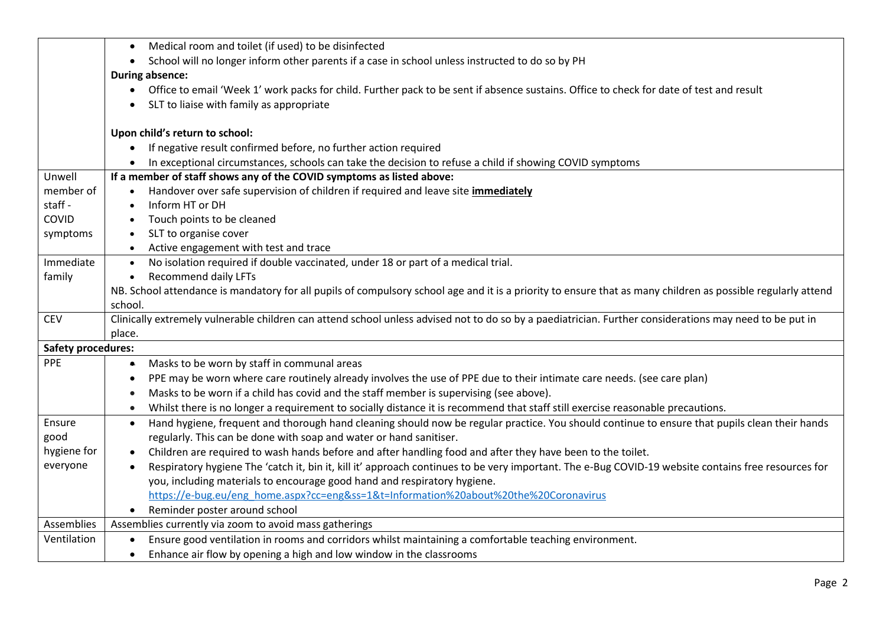| | |
|---|---|
| | • Medical room and toilet (if used) to be disinfected<br>• School will no longer inform other parents if a case in school unless instructed to do so by PH<br>**During absence:**<br>• Office to email 'Week 1' work packs for child. Further pack to be sent if absence sustains. Office to check for date of test and result<br>• SLT to liaise with family as appropriate<br><br>**Upon child's return to school:**<br>• If negative result confirmed before, no further action required<br>• In exceptional circumstances, schools can take the decision to refuse a child if showing COVID symptoms |
| Unwell member of staff - COVID symptoms | **If a member of staff shows any of the COVID symptoms as listed above:**<br>• Handover over safe supervision of children if required and leave site **<u>immediately</u>**<br>• Inform HT or DH<br>• Touch points to be cleaned<br>• SLT to organise cover<br>• Active engagement with test and trace |
| Immediate family | • No isolation required if double vaccinated, under 18 or part of a medical trial.<br>• Recommend daily LFTs<br>NB. School attendance is mandatory for all pupils of compulsory school age and it is a priority to ensure that as many children as possible regularly attend school. |
| CEV | Clinically extremely vulnerable children can attend school unless advised not to do so by a paediatrician. Further considerations may need to be put in place. |
| **Safety procedures:** | |
| PPE | • Masks to be worn by staff in communal areas<br>• PPE may be worn where care routinely already involves the use of PPE due to their intimate care needs. (see care plan)<br>• Masks to be worn if a child has covid and the staff member is supervising (see above).<br>• Whilst there is no longer a requirement to socially distance it is recommend that staff still exercise reasonable precautions. |
| Ensure good hygiene for everyone | • Hand hygiene, frequent and thorough hand cleaning should now be regular practice. You should continue to ensure that pupils clean their hands regularly. This can be done with soap and water or hand sanitiser.<br>• Children are required to wash hands before and after handling food and after they have been to the toilet.<br>• Respiratory hygiene The 'catch it, bin it, kill it' approach continues to be very important. The e-Bug COVID-19 website contains free resources for you, including materials to encourage good hand and respiratory hygiene. https://e-bug.eu/eng_home.aspx?cc=eng&ss=1&t=Information%20about%20the%20Coronavirus<br>• Reminder poster around school |
| Assemblies | Assemblies currently via zoom to avoid mass gatherings |
| Ventilation | • Ensure good ventilation in rooms and corridors whilst maintaining a comfortable teaching environment.<br>• Enhance air flow by opening a high and low window in the classrooms |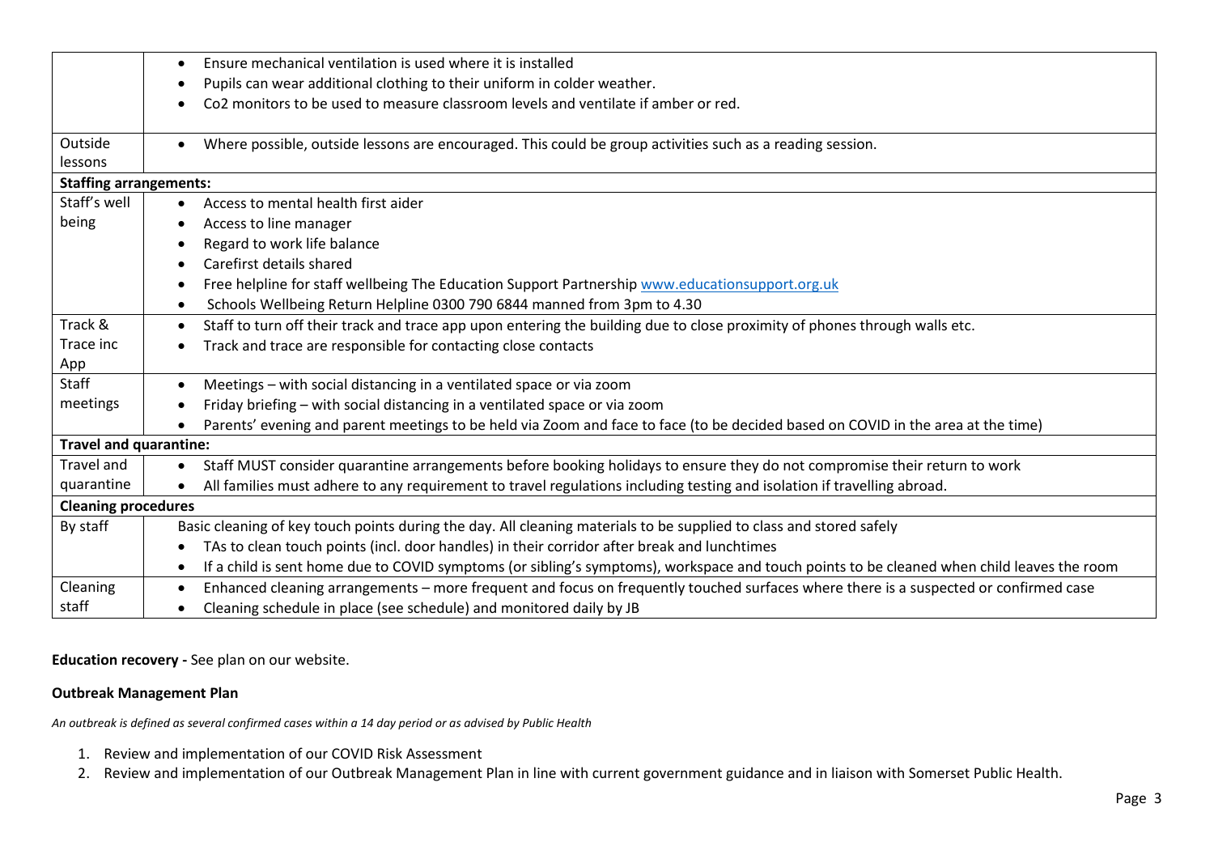| | |
|---|---|
| | • Ensure mechanical ventilation is used where it is installed<br>• Pupils can wear additional clothing to their uniform in colder weather.<br>• Co2 monitors to be used to measure classroom levels and ventilate if amber or red. |
| Outside lessons | • Where possible, outside lessons are encouraged. This could be group activities such as a reading session. |
| **Staffing arrangements:** | |
| Staff's well being | • Access to mental health first aider<br>• Access to line manager<br>• Regard to work life balance<br>• Carefirst details shared<br>• Free helpline for staff wellbeing The Education Support Partnership www.educationsupport.org.uk<br>• Schools Wellbeing Return Helpline 0300 790 6844 manned from 3pm to 4.30 |
| Track & Trace inc App | • Staff to turn off their track and trace app upon entering the building due to close proximity of phones through walls etc.<br>• Track and trace are responsible for contacting close contacts |
| Staff meetings | • Meetings – with social distancing in a ventilated space or via zoom<br>• Friday briefing – with social distancing in a ventilated space or via zoom<br>• Parents' evening and parent meetings to be held via Zoom and face to face (to be decided based on COVID in the area at the time) |
| **Travel and quarantine:** | |
| Travel and quarantine | • Staff MUST consider quarantine arrangements before booking holidays to ensure they do not compromise their return to work<br>• All families must adhere to any requirement to travel regulations including testing and isolation if travelling abroad. |
| **Cleaning procedures** | |
| By staff | Basic cleaning of key touch points during the day. All cleaning materials to be supplied to class and stored safely<br>• TAs to clean touch points (incl. door handles) in their corridor after break and lunchtimes<br>• If a child is sent home due to COVID symptoms (or sibling's symptoms), workspace and touch points to be cleaned when child leaves the room |
| Cleaning staff | • Enhanced cleaning arrangements – more frequent and focus on frequently touched surfaces where there is a suspected or confirmed case<br>• Cleaning schedule in place (see schedule) and monitored daily by JB |

**Education recovery -** See plan on our website.

**Outbreak Management Plan**

*An outbreak is defined as several confirmed cases within a 14 day period or as advised by Public Health*

1. Review and implementation of our COVID Risk Assessment
2. Review and implementation of our Outbreak Management Plan in line with current government guidance and in liaison with Somerset Public Health.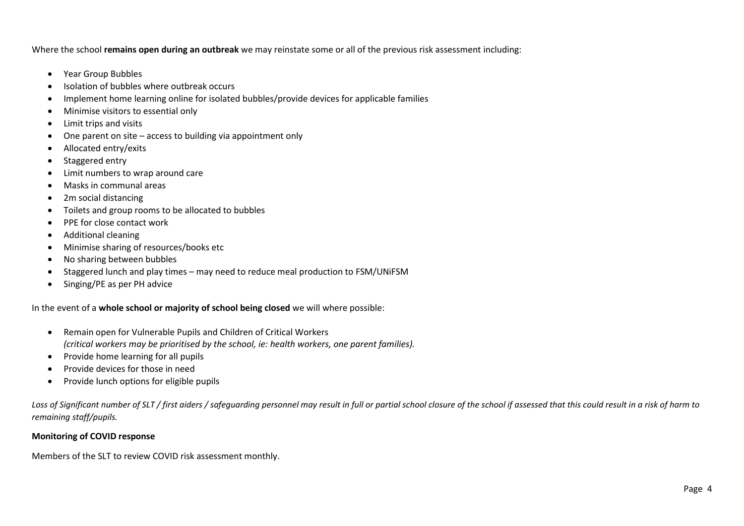Where the school **remains open during an outbreak** we may reinstate some or all of the previous risk assessment including:

- Year Group Bubbles
- Isolation of bubbles where outbreak occurs
- Implement home learning online for isolated bubbles/provide devices for applicable families
- Minimise visitors to essential only
- Limit trips and visits
- One parent on site – access to building via appointment only
- Allocated entry/exits
- Staggered entry
- Limit numbers to wrap around care
- Masks in communal areas
- 2m social distancing
- Toilets and group rooms to be allocated to bubbles
- PPE for close contact work
- Additional cleaning
- Minimise sharing of resources/books etc
- No sharing between bubbles
- Staggered lunch and play times – may need to reduce meal production to FSM/UNiFSM
- Singing/PE as per PH advice

In the event of a **whole school or majority of school being closed** we will where possible:

- Remain open for Vulnerable Pupils and Children of Critical Workers
  *(critical workers may be prioritised by the school, ie: health workers, one parent families).*
- Provide home learning for all pupils
- Provide devices for those in need
- Provide lunch options for eligible pupils

*Loss of Significant number of SLT / first aiders / safeguarding personnel may result in full or partial school closure of the school if assessed that this could result in a risk of harm to remaining staff/pupils.*

**Monitoring of COVID response**

Members of the SLT to review COVID risk assessment monthly.